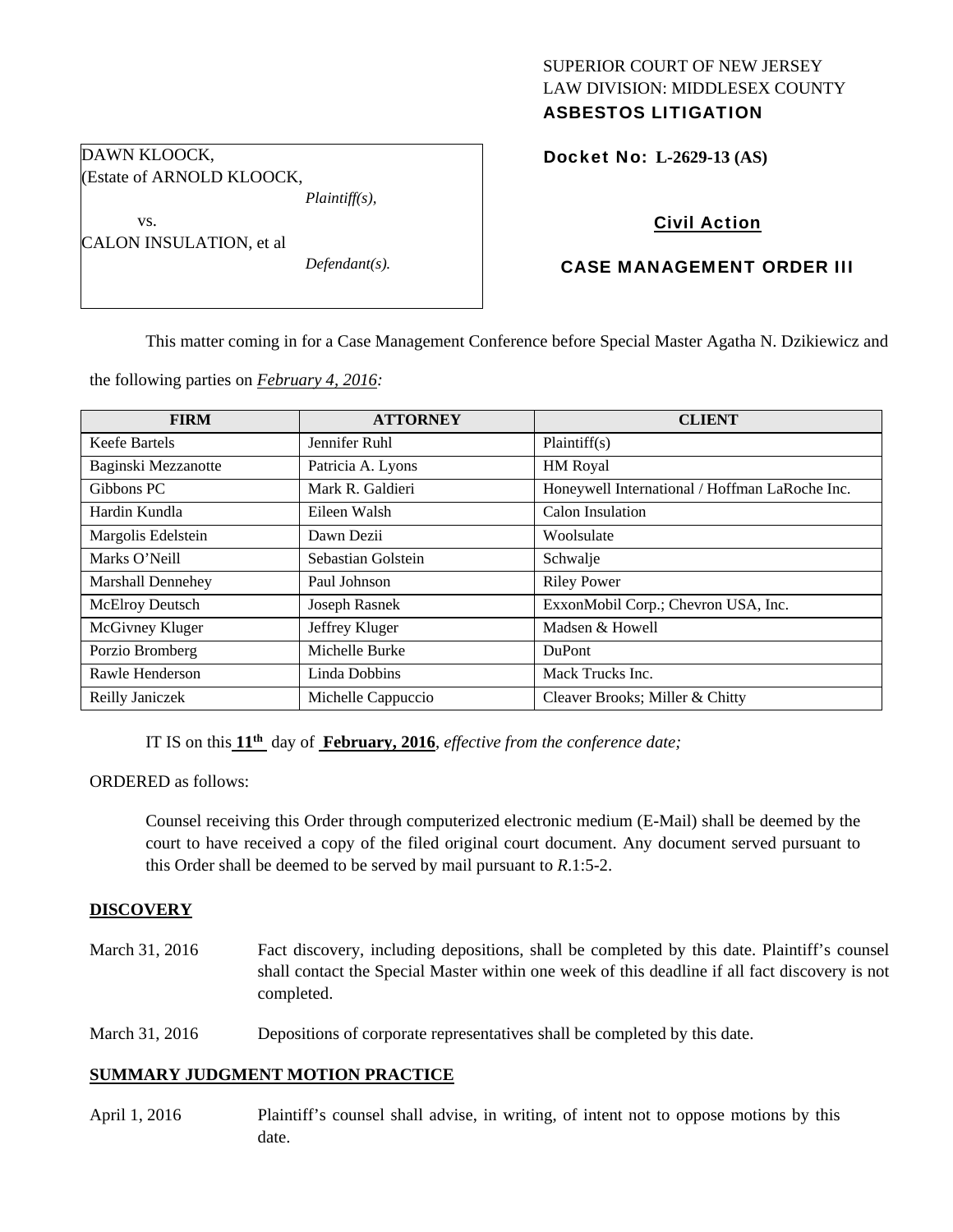SUPERIOR COURT OF NEW JERSEY
LAW DIVISION: MIDDLESEX COUNTY
**ASBESTOS LITIGATION**

DAWN KLOOCK,
(Estate of ARNOLD KLOOCK,
*Plaintiff(s),*

vs.

CALON INSULATION, et al
*Defendant(s).*

**Docket No: L-2629-13 (AS)**

**Civil Action**

**CASE MANAGEMENT ORDER III**

This matter coming in for a Case Management Conference before Special Master Agatha N. Dzikiewicz and the following parties on *February 4, 2016:*

| FIRM | ATTORNEY | CLIENT |
|---|---|---|
| Keefe Bartels | Jennifer Ruhl | Plaintiff(s) |
| Baginski Mezzanotte | Patricia A. Lyons | HM Royal |
| Gibbons PC | Mark R. Galdieri | Honeywell International / Hoffman LaRoche Inc. |
| Hardin Kundla | Eileen Walsh | Calon Insulation |
| Margolis Edelstein | Dawn Dezii | Woolsulate |
| Marks O'Neill | Sebastian Golstein | Schwalje |
| Marshall Dennehey | Paul Johnson | Riley Power |
| McElroy Deutsch | Joseph Rasnek | ExxonMobil Corp.; Chevron USA, Inc. |
| McGivney Kluger | Jeffrey Kluger | Madsen & Howell |
| Porzio Bromberg | Michelle Burke | DuPont |
| Rawle Henderson | Linda Dobbins | Mack Trucks Inc. |
| Reilly Janiczek | Michelle Cappuccio | Cleaver Brooks; Miller & Chitty |

IT IS on this **11th** day of **February, 2016**, *effective from the conference date;*

ORDERED as follows:

Counsel receiving this Order through computerized electronic medium (E-Mail) shall be deemed by the court to have received a copy of the filed original court document. Any document served pursuant to this Order shall be deemed to be served by mail pursuant to *R*.1:5-2.

**DISCOVERY**

March 31, 2016 — Fact discovery, including depositions, shall be completed by this date. Plaintiff's counsel shall contact the Special Master within one week of this deadline if all fact discovery is not completed.

March 31, 2016 — Depositions of corporate representatives shall be completed by this date.

**SUMMARY JUDGMENT MOTION PRACTICE**

April 1, 2016 — Plaintiff's counsel shall advise, in writing, of intent not to oppose motions by this date.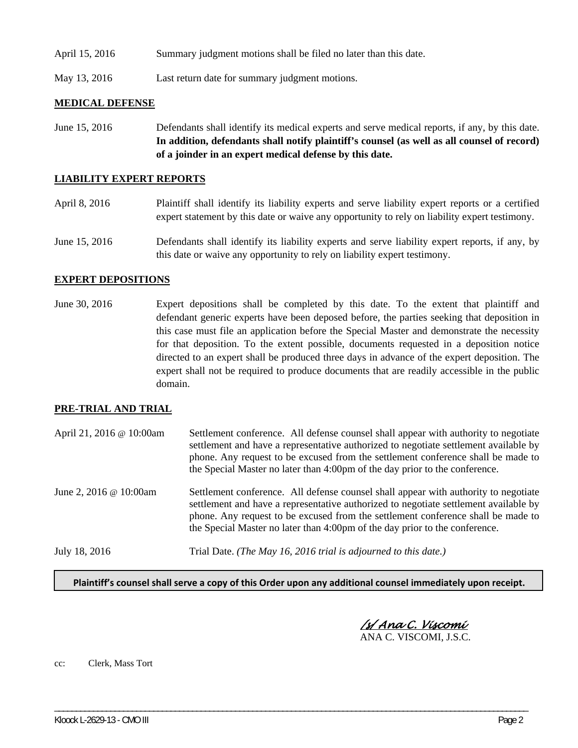April 15, 2016 Summary judgment motions shall be filed no later than this date.

May 13, 2016 Last return date for summary judgment motions.

**MEDICAL DEFENSE**

June 15, 2016 Defendants shall identify its medical experts and serve medical reports, if any, by this date. **In addition, defendants shall notify plaintiff's counsel (as well as all counsel of record) of a joinder in an expert medical defense by this date.**

**LIABILITY EXPERT REPORTS**

April 8, 2016 Plaintiff shall identify its liability experts and serve liability expert reports or a certified expert statement by this date or waive any opportunity to rely on liability expert testimony.

June 15, 2016 Defendants shall identify its liability experts and serve liability expert reports, if any, by this date or waive any opportunity to rely on liability expert testimony.

**EXPERT DEPOSITIONS**

June 30, 2016 Expert depositions shall be completed by this date. To the extent that plaintiff and defendant generic experts have been deposed before, the parties seeking that deposition in this case must file an application before the Special Master and demonstrate the necessity for that deposition. To the extent possible, documents requested in a deposition notice directed to an expert shall be produced three days in advance of the expert deposition. The expert shall not be required to produce documents that are readily accessible in the public domain.

**PRE-TRIAL AND TRIAL**

April 21, 2016 @ 10:00am Settlement conference. All defense counsel shall appear with authority to negotiate settlement and have a representative authorized to negotiate settlement available by phone. Any request to be excused from the settlement conference shall be made to the Special Master no later than 4:00pm of the day prior to the conference.

June 2, 2016 @ 10:00am Settlement conference. All defense counsel shall appear with authority to negotiate settlement and have a representative authorized to negotiate settlement available by phone. Any request to be excused from the settlement conference shall be made to the Special Master no later than 4:00pm of the day prior to the conference.

July 18, 2016 Trial Date. *(The May 16, 2016 trial is adjourned to this date.)*

**Plaintiff's counsel shall serve a copy of this Order upon any additional counsel immediately upon receipt.**

*/s/ Ana C. Viscomi*
ANA C. VISCOMI, J.S.C.

cc: Clerk, Mass Tort

Klocck L-2629-13 - CMO III